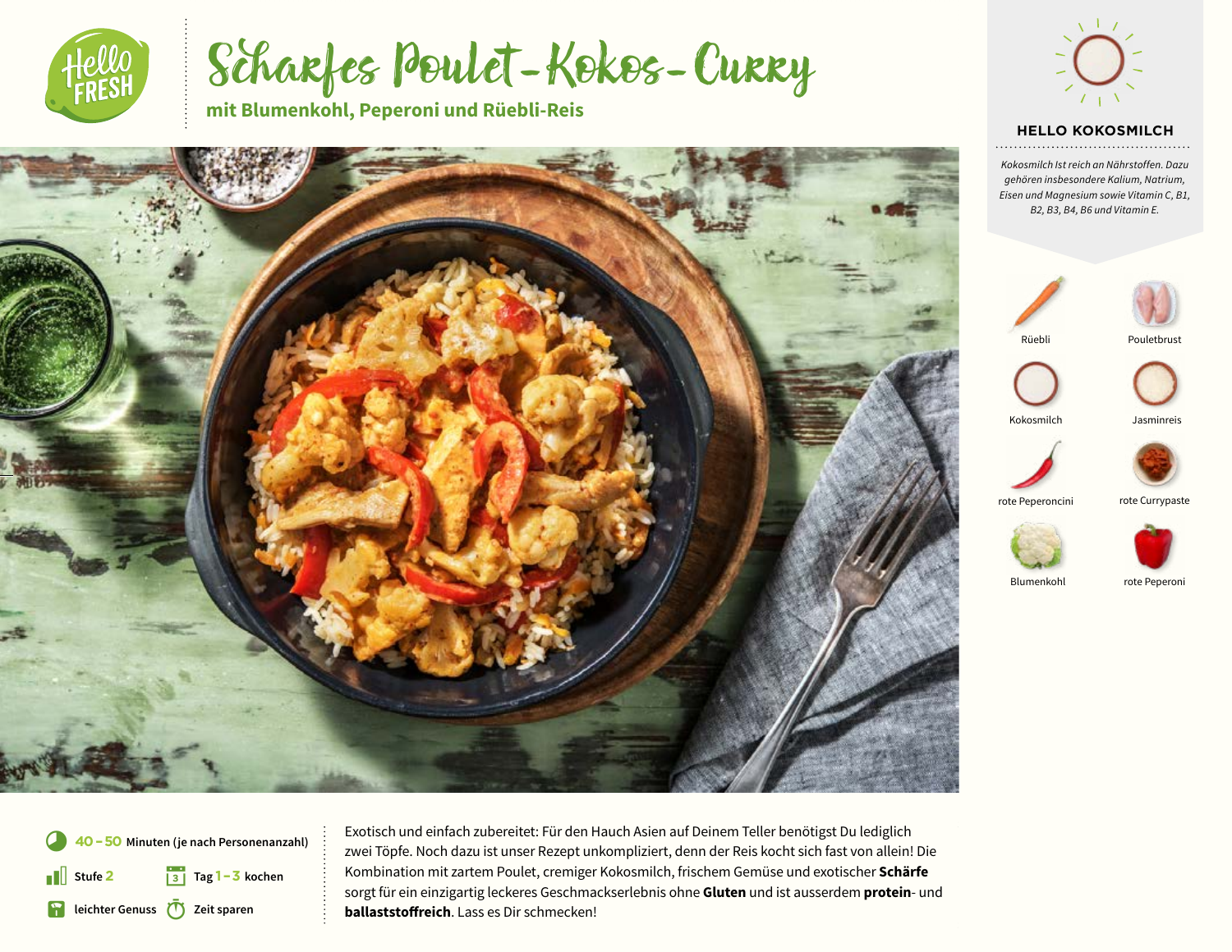# Scharfes Poulet-Kokos-Curry

**mit Blumenkohl, Peperoni und Rüebli-Reis**

## HELLO KOKOSMILCH

*Kokosmilch Ist reich an Nährstoffen. Dazu gehören insbesondere Kalium, Natrium, Eisen und Magnesium sowie Vitamin C, B1, B2, B3, B4, B6 und Vitamin E.*

- Rüebli
- Pouletbrust
- Kokosmilch
- Jasminreis
- rote Peperoncini
- rote Currypaste
- Blumenkohl
- rote Peperoni

**40 – 50** Minuten (je nach Personenanzahl)

Stufe **2**

Tag **1 – 3** kochen

leichter Genuss

Zeit sparen

Exotisch und einfach zubereitet: Für den Hauch Asien auf Deinem Teller benötigst Du lediglich zwei Töpfe. Noch dazu ist unser Rezept unkompliziert, denn der Reis kocht sich fast von allein! Die Kombination mit zartem Poulet, cremiger Kokosmilch, frischem Gemüse und exotischer **Schärfe** sorgt für ein einzigartig leckeres Geschmackserlebnis ohne **Gluten** und ist ausserdem **protein**- und **ballaststoffreich**. Lass es Dir schmecken!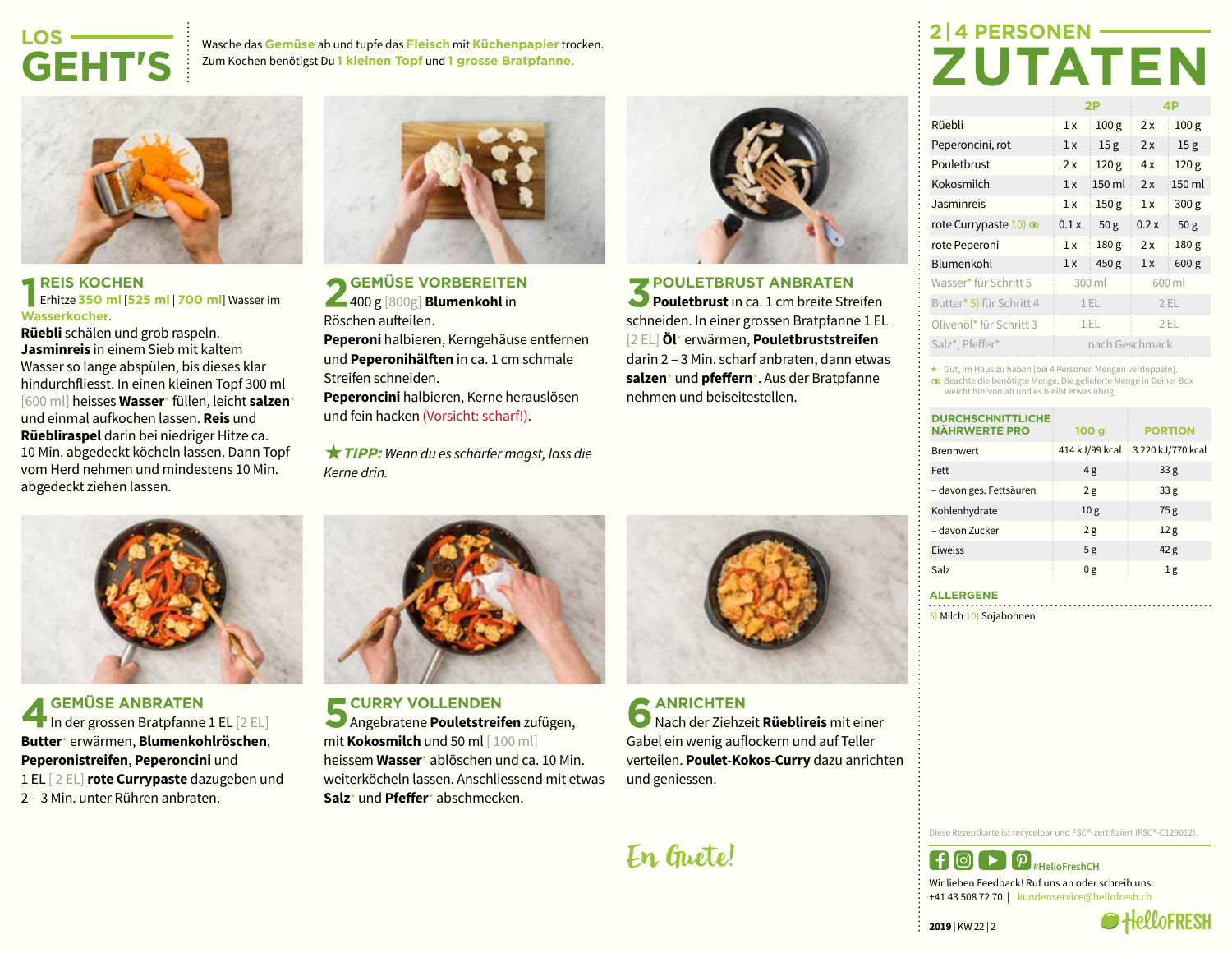# LOS GEHT'S

Wasche das **Gemüse** ab und tupfe das **Fleisch** mit **Küchenpapier** trocken.
Zum Kochen benötigst Du **1 kleinen Topf** und **1 grosse Bratpfanne**.

## 1 REIS KOCHEN

Erhitze **350 ml** [**525 ml** | **700 ml**] Wasser im **Wasserkocher**.
**Rüebli** schälen und grob raspeln.
**Jasminreis** in einem Sieb mit kaltem Wasser so lange abspülen, bis dieses klar hindurchfliesst. In einen kleinen Topf 300 ml [600 ml] heisses **Wasser*** füllen, leicht **salzen*** und einmal aufkochen lassen. **Reis** und **Rüebliraspel** darin bei niedriger Hitze ca. 10 Min. abgedeckt köcheln lassen. Dann Topf vom Herd nehmen und mindestens 10 Min. abgedeckt ziehen lassen.

## 2 GEMÜSE VORBEREITEN

400 g [800g] **Blumenkohl** in Röschen aufteilen.
**Peperoni** halbieren, Kerngehäuse entfernen und **Peperonihälften** in ca. 1 cm schmale Streifen schneiden.
**Peperoncini** halbieren, Kerne herauslösen und fein hacken (Vorsicht: scharf!).

★ *TIPP: Wenn du es schärfer magst, lass die Kerne drin.*

## 3 POULETBRUST ANBRATEN

**Pouletbrust** in ca. 1 cm breite Streifen schneiden. In einer grossen Bratpfanne 1 EL [2 EL] **Öl*** erwärmen, **Pouletbruststreifen** darin 2 – 3 Min. scharf anbraten, dann etwas **salzen*** und **pfeffern***. Aus der Bratpfanne nehmen und beiseitestellen.

## 4 GEMÜSE ANBRATEN

In der grossen Bratpfanne 1 EL [2 EL] **Butter*** erwärmen, **Blumenkohlröschen**, **Peperonistreifen**, **Peperoncini** und 1 EL [ 2 EL] **rote Currypaste** dazugeben und 2 – 3 Min. unter Rühren anbraten.

## 5 CURRY VOLLENDEN

Angebratene **Pouletstreifen** zufügen, mit **Kokosmilch** und 50 ml [ 100 ml] heissem **Wasser*** ablöschen und ca. 10 Min. weiterköcheln lassen. Anschliessend mit etwas **Salz*** und **Pfeffer*** abschmecken.

## 6 ANRICHTEN

Nach der Ziehzeit **Rüeblireis** mit einer Gabel ein wenig auflockern und auf Teller verteilen. **Poulet-Kokos-Curry** dazu anrichten und geniessen.

*En Guete!*

# 2 | 4 PERSONEN ZUTATEN

| | 2P | | 4P | |
|---|---|---|---|---|
| Rüebli | 1 x | 100 g | 2 x | 100 g |
| Peperoncini, rot | 1 x | 15 g | 2 x | 15 g |
| Pouletbrust | 2 x | 120 g | 4 x | 120 g |
| Kokosmilch | 1 x | 150 ml | 2 x | 150 ml |
| Jasminreis | 1 x | 150 g | 1 x | 300 g |
| rote Currypaste 10) | 0.1 x | 50 g | 0.2 x | 50 g |
| rote Peperoni | 1 x | 180 g | 2 x | 180 g |
| Blumenkohl | 1 x | 450 g | 1 x | 600 g |
| Wasser* für Schritt 5 | 300 ml | | 600 ml | |
| Butter* 5) für Schritt 4 | 1 EL | | 2 EL | |
| Olivenöl* für Schritt 3 | 1 EL | | 2 EL | |
| Salz*, Pfeffer* | nach Geschmack | | | |

★ Gut, im Haus zu haben [bei 4 Personen Mengen verdoppeln].
Beachte die benötigte Menge. Die gelieferte Menge in Deiner Box weicht hiervon ab und es bleibt etwas übrig.

| DURCHSCHNITTLICHE NÄHRWERTE PRO | 100 g | PORTION |
|---|---|---|
| Brennwert | 414 kJ/99 kcal | 3.220 kJ/770 kcal |
| Fett | 4 g | 33 g |
| – davon ges. Fettsäuren | 2 g | 33 g |
| Kohlenhydrate | 10 g | 75 g |
| – davon Zucker | 2 g | 12 g |
| Eiweiss | 5 g | 42 g |
| Salz | 0 g | 1 g |

**ALLERGENE**

5) Milch 10) Sojabohnen

Diese Rezeptkarte ist recycelbar und FSC®-zertifiziert (FSC®-C129012).

#HelloFreshCH

Wir lieben Feedback! Ruf uns an oder schreib uns:
+41 43 508 72 70 | kundenservice@hellofresh.ch

**2019** | KW 22 | 2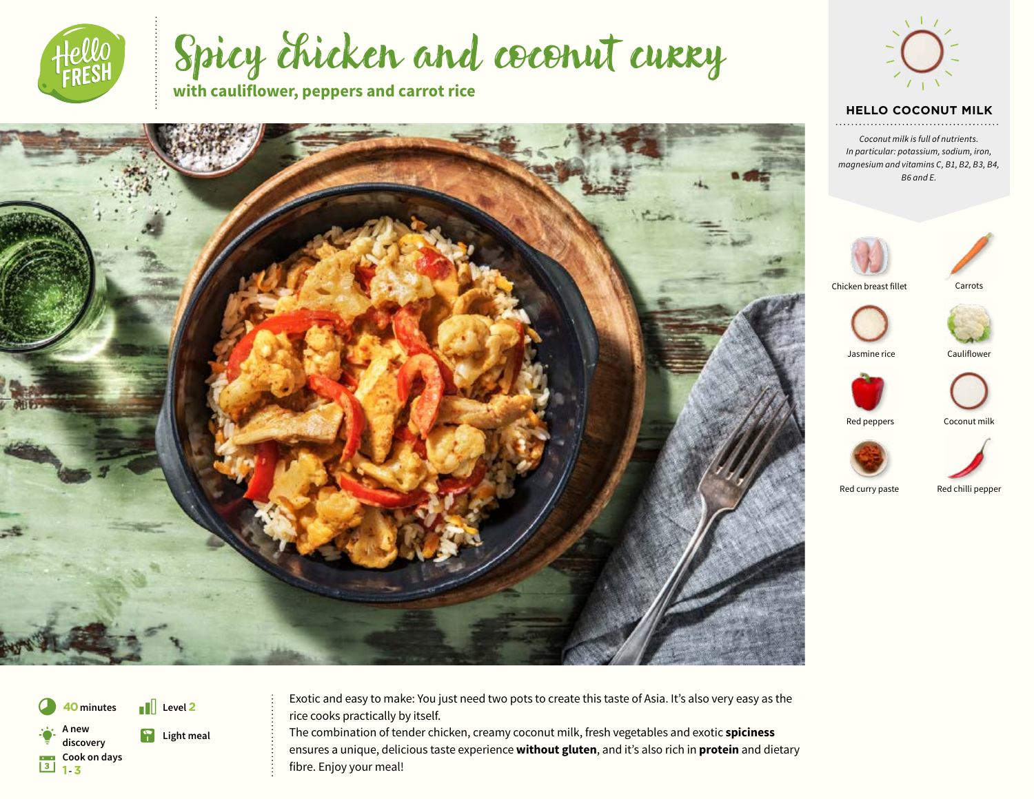# Spicy chicken and coconut curry

**with cauliflower, peppers and carrot rice**

### HELLO COCONUT MILK

*Coconut milk is full of nutrients. In particular: potassium, sodium, iron, magnesium and vitamins C, B1, B2, B3, B4, B6 and E.*

- Chicken breast fillet
- Carrots
- Jasmine rice
- Cauliflower
- Red peppers
- Coconut milk
- Red curry paste
- Red chilli pepper

**40** minutes

Level **2**

A new discovery

Light meal

Cook on days **1 - 3**

Exotic and easy to make: You just need two pots to create this taste of Asia. It's also very easy as the rice cooks practically by itself.
The combination of tender chicken, creamy coconut milk, fresh vegetables and exotic **spiciness** ensures a unique, delicious taste experience **without gluten**, and it's also rich in **protein** and dietary fibre. Enjoy your meal!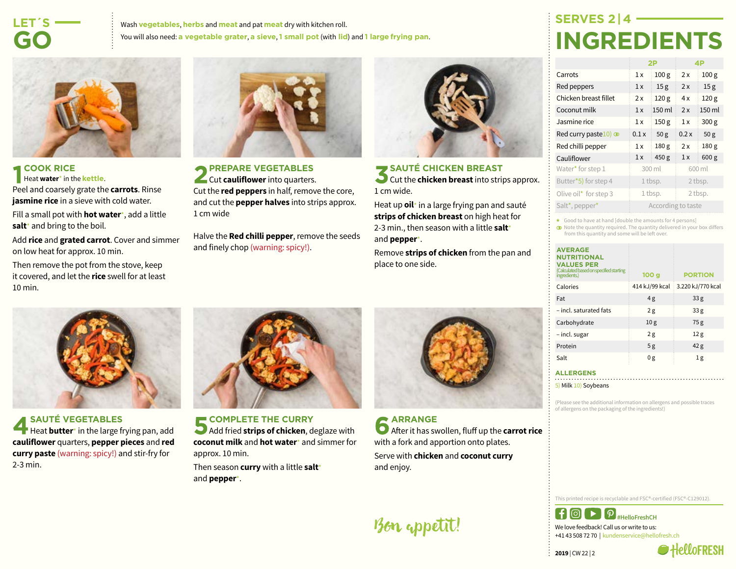# LET´S GO

Wash **vegetables**, **herbs** and **meat** and pat **meat** dry with kitchen roll.

You will also need: **a vegetable grater**, **a sieve**, **1 small pot** (with **lid**) and **1 large frying pan**.

## 1 COOK RICE

Heat **water*** in the **kettle**.

Peel and coarsely grate the **carrots**. Rinse **jasmine rice** in a sieve with cold water.

Fill a small pot with **hot water***, add a little **salt*** and bring to the boil.

Add **rice** and **grated carrot**. Cover and simmer on low heat for approx. 10 min.

Then remove the pot from the stove, keep it covered, and let the **rice** swell for at least 10 min.

## 2 PREPARE VEGETABLES

Cut **cauliflower** into quarters.

Cut the **red peppers** in half, remove the core, and cut the **pepper halves** into strips approx. 1 cm wide

Halve the **Red chilli pepper**, remove the seeds and finely chop (warning: spicy!).

## 3 SAUTÉ CHICKEN BREAST

Cut the **chicken breast** into strips approx. 1 cm wide.

Heat up **oil*** in a large frying pan and sauté **strips of chicken breast** on high heat for 2-3 min., then season with a little **salt*** and **pepper***.

Remove **strips of chicken** from the pan and place to one side.

## 4 SAUTÉ VEGETABLES

Heat **butter*** in the large frying pan, add **cauliflower** quarters, **pepper pieces** and **red curry paste** (warning: spicy!) and stir-fry for 2-3 min.

## 5 COMPLETE THE CURRY

Add fried **strips of chicken**, deglaze with **coconut milk** and **hot water*** and simmer for approx. 10 min.

Then season **curry** with a little **salt*** and **pepper***.

## 6 ARRANGE

After it has swollen, fluff up the **carrot rice** with a fork and apportion onto plates.

Serve with **chicken** and **coconut curry** and enjoy.

Bon appetit!

## SERVES 2 | 4

# INGREDIENTS

| | 2P | | 4P | |
|---|---|---|---|---|
| Carrots | 1 x | 100 g | 2 x | 100 g |
| Red peppers | 1 x | 15 g | 2 x | 15 g |
| Chicken breast fillet | 2 x | 120 g | 4 x | 120 g |
| Coconut milk | 1 x | 150 ml | 2 x | 150 ml |
| Jasmine rice | 1 x | 150 g | 1 x | 300 g |
| Red curry paste 10) ⊙ | 0.1 x | 50 g | 0.2 x | 50 g |
| Red chilli pepper | 1 x | 180 g | 2 x | 180 g |
| Cauliflower | 1 x | 450 g | 1 x | 600 g |
| Water* for step 1 | 300 ml | | 600 ml | |
| Butter* 5) for step 4 | 1 tbsp. | | 2 tbsp. | |
| Olive oil* for step 3 | 1 tbsp. | | 2 tbsp. | |
| Salt*, pepper* | According to taste | | | |

\* Good to have at hand [double the amounts for 4 persons]

⊙ Note the quantity required. The quantity delivered in your box differs from this quantity and some will be left over.

| AVERAGE NUTRITIONAL VALUES PER (Calculated based on specified starting ingredients.) | 100 g | PORTION |
|---|---|---|
| Calories | 414 kJ/99 kcal | 3.220 kJ/770 kcal |
| Fat | 4 g | 33 g |
| – incl. saturated fats | 2 g | 33 g |
| Carbohydrate | 10 g | 75 g |
| – incl. sugar | 2 g | 12 g |
| Protein | 5 g | 42 g |
| Salt | 0 g | 1 g |

### ALLERGENS

5) Milk 10) Soybeans

(Please see the additional information on allergens and possible traces of allergens on the packaging of the ingredients!)

This printed recipe is recyclable and FSC®-certified (FSC®-C129012).

#HelloFreshCH

We love feedback! Call us or write to us:
+41 43 508 72 70 | kundenservice@hellofresh.ch

**2019** | CW 22 | 2

HelloFRESH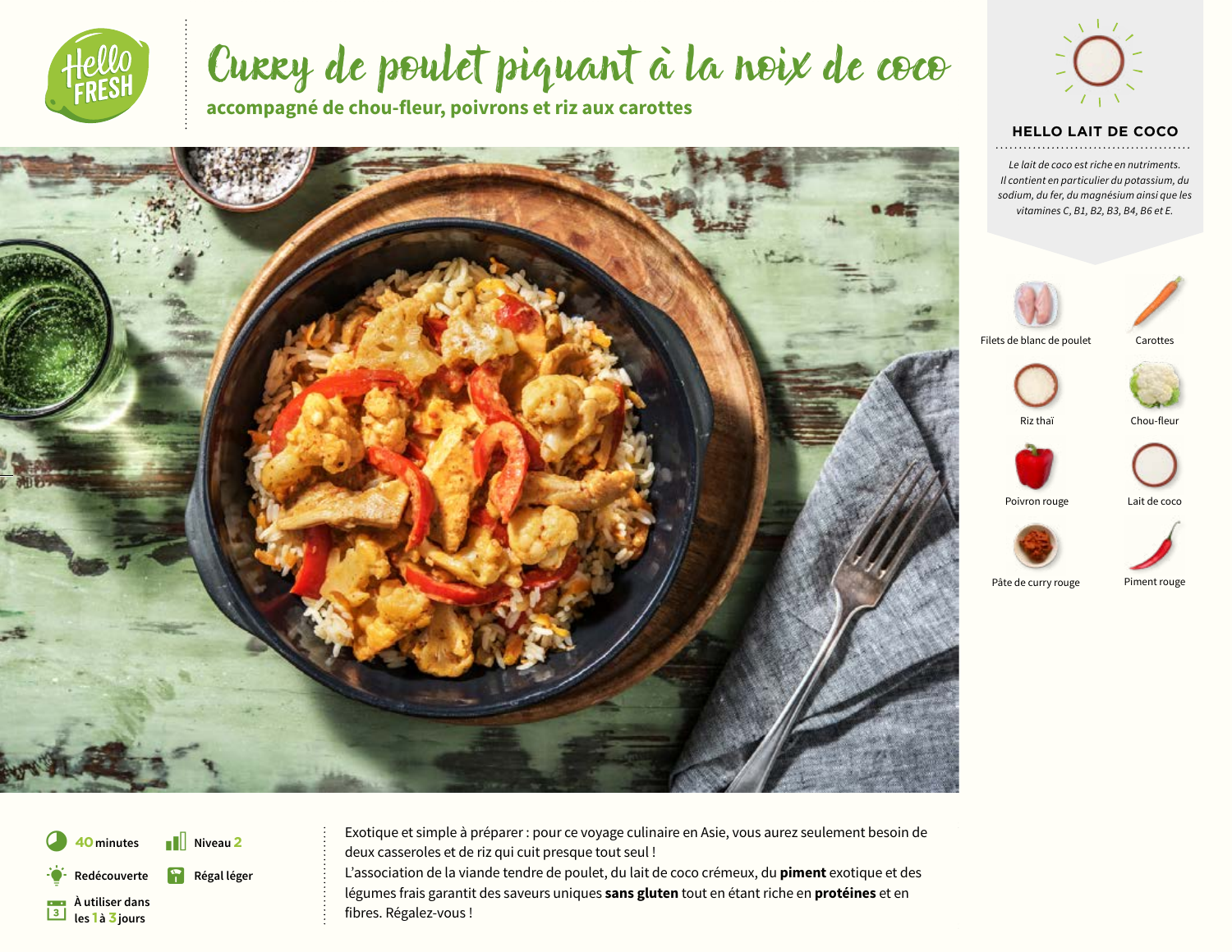# Curry de poulet piquant à la noix de coco

**accompagné de chou-fleur, poivrons et riz aux carottes**

## HELLO LAIT DE COCO

*Le lait de coco est riche en nutriments. Il contient en particulier du potassium, du sodium, du fer, du magnésium ainsi que les vitamines C, B1, B2, B3, B4, B6 et E.*

- Filets de blanc de poulet
- Carottes
- Riz thaï
- Chou-fleur
- Poivron rouge
- Lait de coco
- Pâte de curry rouge
- Piment rouge

40 minutes

Niveau 2

Redécouverte

Régal léger

À utiliser dans les 1 à 3 jours

Exotique et simple à préparer : pour ce voyage culinaire en Asie, vous aurez seulement besoin de deux casseroles et de riz qui cuit presque tout seul !
L'association de la viande tendre de poulet, du lait de coco crémeux, du **piment** exotique et des légumes frais garantit des saveurs uniques **sans gluten** tout en étant riche en **protéines** et en fibres. Régalez-vous !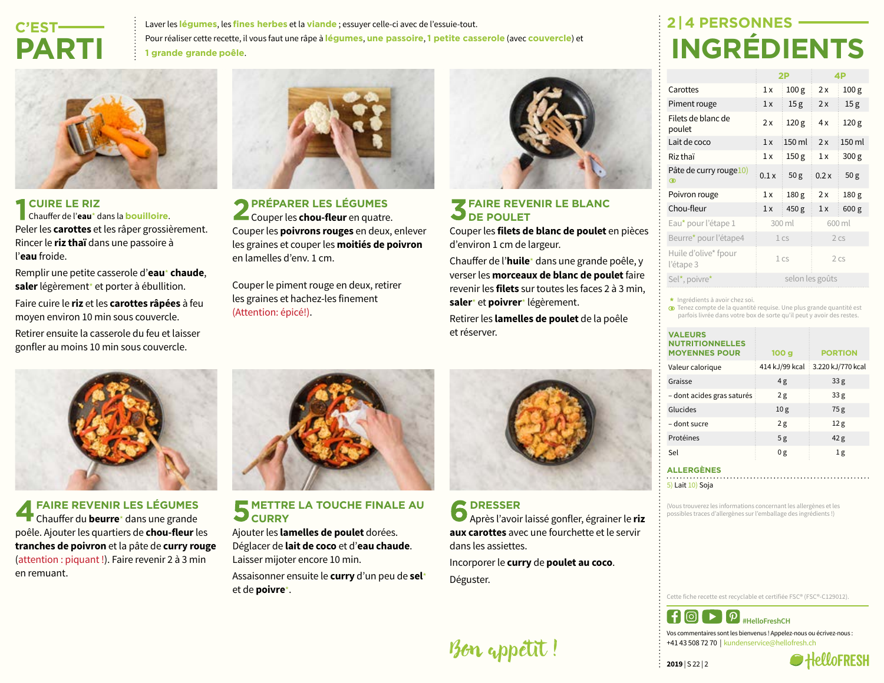# C'EST PARTI

Laver les **légumes**, les **fines herbes** et la **viande** ; essuyer celle-ci avec de l'essuie-tout.
Pour réaliser cette recette, il vous faut une râpe à **légumes**, **une passoire**, **1 petite casserole** (avec **couvercle**) et **1 grande grande poêle**.

## 1 CUIRE LE RIZ

Chauffer de l'**eau*** dans la **bouilloire**.
Peler les **carottes** et les râper grossièrement. Rincer le **riz thaï** dans une passoire à l'**eau** froide.

Remplir une petite casserole d'**eau* chaude**, **saler** légèrement* et porter à ébullition.

Faire cuire le **riz** et les **carottes râpées** à feu moyen environ 10 min sous couvercle.

Retirer ensuite la casserole du feu et laisser gonfler au moins 10 min sous couvercle.

## 2 PRÉPARER LES LÉGUMES

Couper les **chou-fleur** en quatre.
Couper les **poivrons rouges** en deux, enlever les graines et couper les **moitiés de poivron** en lamelles d'env. 1 cm.

Couper le piment rouge en deux, retirer les graines et hachez-les finement (Attention: épicé!).

## 3 FAIRE REVENIR LE BLANC DE POULET

Couper les **filets de blanc de poulet** en pièces d'environ 1 cm de largeur.

Chauffer de l'**huile*** dans une grande poêle, y verser les **morceaux de blanc de poulet** faire revenir les **filets** sur toutes les faces 2 à 3 min, **saler*** et **poivrer*** légèrement.

Retirer les **lamelles de poulet** de la poêle et réserver.

## 4 FAIRE REVENIR LES LÉGUMES

Chauffer du **beurre*** dans une grande poêle. Ajouter les quartiers de **chou-fleur** les **tranches de poivron** et la pâte de **curry rouge** (attention : piquant !). Faire revenir 2 à 3 min en remuant.

## 5 METTRE LA TOUCHE FINALE AU CURRY

Ajouter les **lamelles de poulet** dorées. Déglacer de **lait de coco** et d'**eau chaude**. Laisser mijoter encore 10 min.

Assaisonner ensuite le **curry** d'un peu de **sel*** et de **poivre***.

## 6 DRESSER

Après l'avoir laissé gonfler, égrainer le **riz aux carottes** avec une fourchette et le servir dans les assiettes.

Incorporer le **curry** de **poulet au coco**.

Déguster.

Bon appétit !

# 2 | 4 PERSONNES INGRÉDIENTS

| | 2P | | 4P | |
|---|---|---|---|---|
| Carottes | 1 x | 100 g | 2 x | 100 g |
| Piment rouge | 1 x | 15 g | 2 x | 15 g |
| Filets de blanc de poulet | 2 x | 120 g | 4 x | 120 g |
| Lait de coco | 1 x | 150 ml | 2 x | 150 ml |
| Riz thaï | 1 x | 150 g | 1 x | 300 g |
| Pâte de curry rouge 10) ⊛ | 0.1 x | 50 g | 0.2 x | 50 g |
| Poivron rouge | 1 x | 180 g | 2 x | 180 g |
| Chou-fleur | 1 x | 450 g | 1 x | 600 g |
| Eau* pour l'étape 1 | 300 ml | | 600 ml | |
| Beurre* pour l'étape4 | 1 cs | | 2 cs | |
| Huile d'olive* fpour l'étape 3 | 1 cs | | 2 cs | |
| Sel*, poivre* | selon les goûts | | | |

\* Ingrédients à avoir chez soi.
⊛ Tenez compte de la quantité requise. Une plus grande quantité est parfois livrée dans votre box de sorte qu'il peut y avoir des restes.

| VALEURS NUTRITIONNELLES MOYENNES POUR | 100 g | PORTION |
|---|---|---|
| Valeur calorique | 414 kJ/99 kcal | 3.220 kJ/770 kcal |
| Graisse | 4 g | 33 g |
| – dont acides gras saturés | 2 g | 33 g |
| Glucides | 10 g | 75 g |
| – dont sucre | 2 g | 12 g |
| Protéines | 5 g | 42 g |
| Sel | 0 g | 1 g |

## ALLERGÈNES

5) Lait 10) Soja

(Vous trouverez les informations concernant les allergènes et les possibles traces d'allergènes sur l'emballage des ingrédients !)

Cette fiche recette est recyclable et certifiée FSC® (FSC®-C129012).

#HelloFreshCH

Vos commentaires sont les bienvenus ! Appelez-nous ou écrivez-nous : +41 43 508 72 70 | kundenservice@hellofresh.ch

2019 | S 22 | 2

HelloFRESH